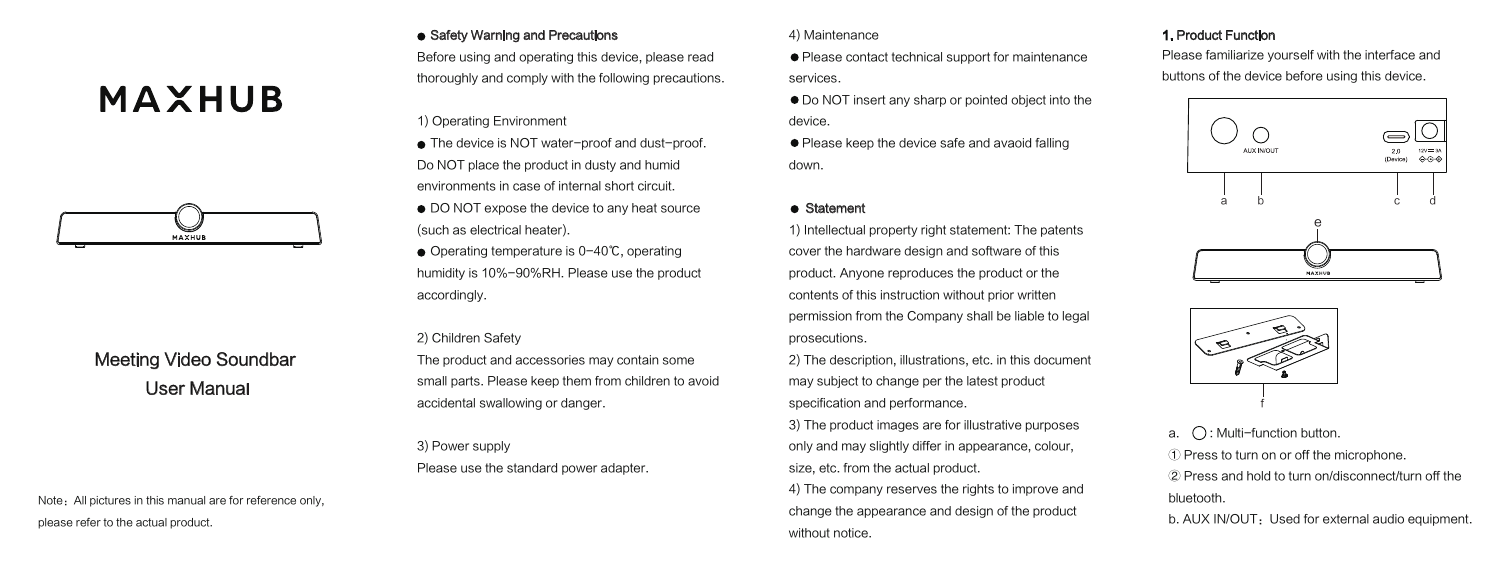# MAXHUB

## Meeting Video Soundbar
## User Manual

Note：All pictures in this manual are for reference only, please refer to the actual product.

## ● Safety Warning and Precautions

Before using and operating this device, please read thoroughly and comply with the following precautions.

1) Operating Environment

- The device is NOT water-proof and dust-proof. Do NOT place the product in dusty and humid environments in case of internal short circuit.
- DO NOT expose the device to any heat source (such as electrical heater).
- Operating temperature is 0-40℃, operating humidity is 10%-90%RH. Please use the product accordingly.

2) Children Safety

The product and accessories may contain some small parts. Please keep them from children to avoid accidental swallowing or danger.

3) Power supply

Please use the standard power adapter.

4) Maintenance

- Please contact technical support for maintenance services.
- Do NOT insert any sharp or pointed object into the device.
- Please keep the device safe and avaoid falling down.

## ● Statement

1) Intellectual property right statement: The patents cover the hardware design and software of this product. Anyone reproduces the product or the contents of this instruction without prior written permission from the Company shall be liable to legal prosecutions.

2) The description, illustrations, etc. in this document may subject to change per the latest product specification and performance.

3) The product images are for illustrative purposes only and may slightly differ in appearance, colour, size, etc. from the actual product.

4) The company reserves the rights to improve and change the appearance and design of the product without notice.

## 1. Product Function

Please familiarize yourself with the interface and buttons of the device before using this device.

AUX IN/OUT  2.0 (Device)  12V⎓3A

a  b  c  d

e

MAXHUB

f

a. ◯ : Multi-function button.

① Press to turn on or off the microphone.

② Press and hold to turn on/disconnect/turn off the bluetooth.

b. AUX IN/OUT：Used for external audio equipment.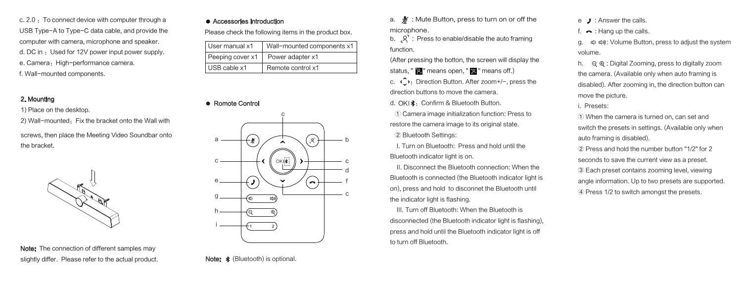c. 2.0 ：To connect device with computer through a USB Type−A to Type−C data cable, and provide the computer with camera, microphone and speaker.

d. DC in ：Used for 12V power input power supply.

e. Camera：High−performance camera.

f. Wall−mounted components.

## 2. Mounting

1) Place on the desktop.

2) Wall−mounted：Fix the bracket onto the Wall with screws, then place the Meeting Video Soundbar onto the bracket.

**Note:** The connection of different samples may slightly differ. Please refer to the actual product.

● **Accessories Introduction**

Please check the following items in the product box.

| | |
|---|---|
| User manual x1 | Wall−mounted components x1 |
| Peeping cover x1 | Power adapter x1 |
| USB cable x1 | Remote control x1 |

● **Romote Control**

a

b

c

c

c

d

e

f

c

g

h

i

OK

1

2

**Note:** (Bluetooth) is optional.

a. : Mute Button, press to turn on or off the microphone.

b. : Press to enable/disable the auto framing function.

(After pressing the botton, the screen will display the status, " " means open, " " means off.)

c. : Direction Button. After zoom+/−, press the direction buttons to move the camera.

d. OK: Confirm & Bluetooth Button.

① Camera image initialization function: Press to restore the camera image to its original state.

② Bluetooth Settings:

I. Turn on Bluetooth: Press and hold until the Bluetooth indicator light is on.

II. Disconnect the Bluetooth connection: When the Bluetooth is connected (the Bluetooth indicator light is on), press and hold to disconnet the Bluetooth until the indicator light is flashing.

III. Turn off Bluetooth: When the Bluetooth is disconnected (the Bluetooth indicator light is flashing), press and hold until the Bluetooth indicator light is off to turn off Bluetooth.

e : Answer the calls.

f. : Hang up the calls.

g. : Volume Button, press to adjust the system volume.

h. : Digital Zooming, press to digitally zoom the camera. (Available only when auto framing is disabled). After zooming in, the direction button can move the picture.

i. Presets:

① When the camera is turned on, can set and switch the presets in settings. (Available only when auto framing is disabled).

② Press and hold the number button "1/2" for 2 seconds to save the current view as a preset.

③ Each preset contains zooming level, viewing angle information. Up to two presets are supported.

④ Press 1/2 to switch amongst the presets.